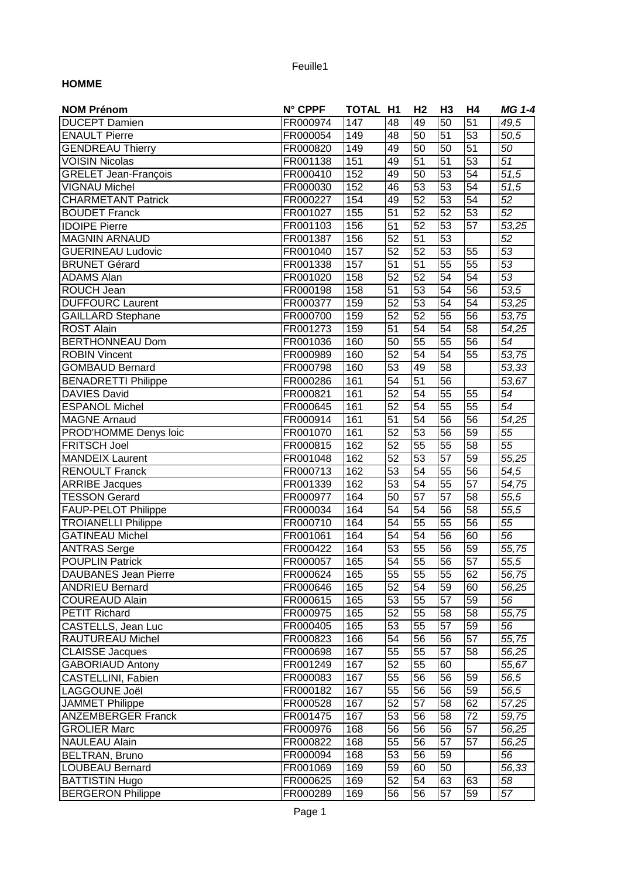**HOMME**

| NOM Prénom | N° CPPF | TOTAL | H1 | H2 | H3 | H4 | | *MG 1-4* |
|---|---|---|---|---|---|---|---|---|
| DUCEPT Damien | FR000974 | 147 | 48 | 49 | 50 | 51 | | *49,5* |
| ENAULT Pierre | FR000054 | 149 | 48 | 50 | 51 | 53 | | *50,5* |
| GENDREAU Thierry | FR000820 | 149 | 49 | 50 | 50 | 51 | | *50* |
| VOISIN Nicolas | FR001138 | 151 | 49 | 51 | 51 | 53 | | *51* |
| GRELET Jean-François | FR000410 | 152 | 49 | 50 | 53 | 54 | | *51,5* |
| VIGNAU Michel | FR000030 | 152 | 46 | 53 | 53 | 54 | | *51,5* |
| CHARMETANT Patrick | FR000227 | 154 | 49 | 52 | 53 | 54 | | *52* |
| BOUDET Franck | FR001027 | 155 | 51 | 52 | 52 | 53 | | *52* |
| IDOIPE Pierre | FR001103 | 156 | 51 | 52 | 53 | 57 | | *53,25* |
| MAGNIN ARNAUD | FR001387 | 156 | 52 | 51 | 53 | | | *52* |
| GUERINEAU Ludovic | FR001040 | 157 | 52 | 52 | 53 | 55 | | *53* |
| BRUNET Gérard | FR001338 | 157 | 51 | 51 | 55 | 55 | | *53* |
| ADAMS Alan | FR001020 | 158 | 52 | 52 | 54 | 54 | | *53* |
| ROUCH Jean | FR000198 | 158 | 51 | 53 | 54 | 56 | | *53,5* |
| DUFFOURC Laurent | FR000377 | 159 | 52 | 53 | 54 | 54 | | *53,25* |
| GAILLARD Stephane | FR000700 | 159 | 52 | 52 | 55 | 56 | | *53,75* |
| ROST Alain | FR001273 | 159 | 51 | 54 | 54 | 58 | | *54,25* |
| BERTHONNEAU Dom | FR001036 | 160 | 50 | 55 | 55 | 56 | | *54* |
| ROBIN Vincent | FR000989 | 160 | 52 | 54 | 54 | 55 | | *53,75* |
| GOMBAUD Bernard | FR000798 | 160 | 53 | 49 | 58 | | | *53,33* |
| BENADRETTI Philippe | FR000286 | 161 | 54 | 51 | 56 | | | *53,67* |
| DAVIES David | FR000821 | 161 | 52 | 54 | 55 | 55 | | *54* |
| ESPANOL Michel | FR000645 | 161 | 52 | 54 | 55 | 55 | | *54* |
| MAGNE Arnaud | FR000914 | 161 | 51 | 54 | 56 | 56 | | *54,25* |
| PROD'HOMME Denys loic | FR001070 | 161 | 52 | 53 | 56 | 59 | | *55* |
| FRITSCH Joel | FR000815 | 162 | 52 | 55 | 55 | 58 | | *55* |
| MANDEIX Laurent | FR001048 | 162 | 52 | 53 | 57 | 59 | | *55,25* |
| RENOULT Franck | FR000713 | 162 | 53 | 54 | 55 | 56 | | *54,5* |
| ARRIBE Jacques | FR001339 | 162 | 53 | 54 | 55 | 57 | | *54,75* |
| TESSON Gerard | FR000977 | 164 | 50 | 57 | 57 | 58 | | *55,5* |
| FAUP-PELOT Philippe | FR000034 | 164 | 54 | 54 | 56 | 58 | | *55,5* |
| TROIANELLI Philippe | FR000710 | 164 | 54 | 55 | 55 | 56 | | *55* |
| GATINEAU Michel | FR001061 | 164 | 54 | 54 | 56 | 60 | | *56* |
| ANTRAS Serge | FR000422 | 164 | 53 | 55 | 56 | 59 | | *55,75* |
| POUPLIN Patrick | FR000057 | 165 | 54 | 55 | 56 | 57 | | *55,5* |
| DAUBANES Jean Pierre | FR000624 | 165 | 55 | 55 | 55 | 62 | | *56,75* |
| ANDRIEU Bernard | FR000646 | 165 | 52 | 54 | 59 | 60 | | *56,25* |
| COUREAUD Alain | FR000615 | 165 | 53 | 55 | 57 | 59 | | *56* |
| PETIT Richard | FR000975 | 165 | 52 | 55 | 58 | 58 | | *55,75* |
| CASTELLS, Jean Luc | FR000405 | 165 | 53 | 55 | 57 | 59 | | *56* |
| RAUTUREAU Michel | FR000823 | 166 | 54 | 56 | 56 | 57 | | *55,75* |
| CLAISSE Jacques | FR000698 | 167 | 55 | 55 | 57 | 58 | | *56,25* |
| GABORIAUD Antony | FR001249 | 167 | 52 | 55 | 60 | | | *55,67* |
| CASTELLINI, Fabien | FR000083 | 167 | 55 | 56 | 56 | 59 | | *56,5* |
| LAGGOUNE Joël | FR000182 | 167 | 55 | 56 | 56 | 59 | | *56,5* |
| JAMMET Philippe | FR000528 | 167 | 52 | 57 | 58 | 62 | | *57,25* |
| ANZEMBERGER Franck | FR001475 | 167 | 53 | 56 | 58 | 72 | | *59,75* |
| GROLIER Marc | FR000976 | 168 | 56 | 56 | 56 | 57 | | *56,25* |
| NAULEAU Alain | FR000822 | 168 | 55 | 56 | 57 | 57 | | *56,25* |
| BELTRAN, Bruno | FR000094 | 168 | 53 | 56 | 59 | | | *56* |
| LOUBEAU Bernard | FR001069 | 169 | 59 | 60 | 50 | | | *56,33* |
| BATTISTIN Hugo | FR000625 | 169 | 52 | 54 | 63 | 63 | | *58* |
| BERGERON Philippe | FR000289 | 169 | 56 | 56 | 57 | 59 | | *57* |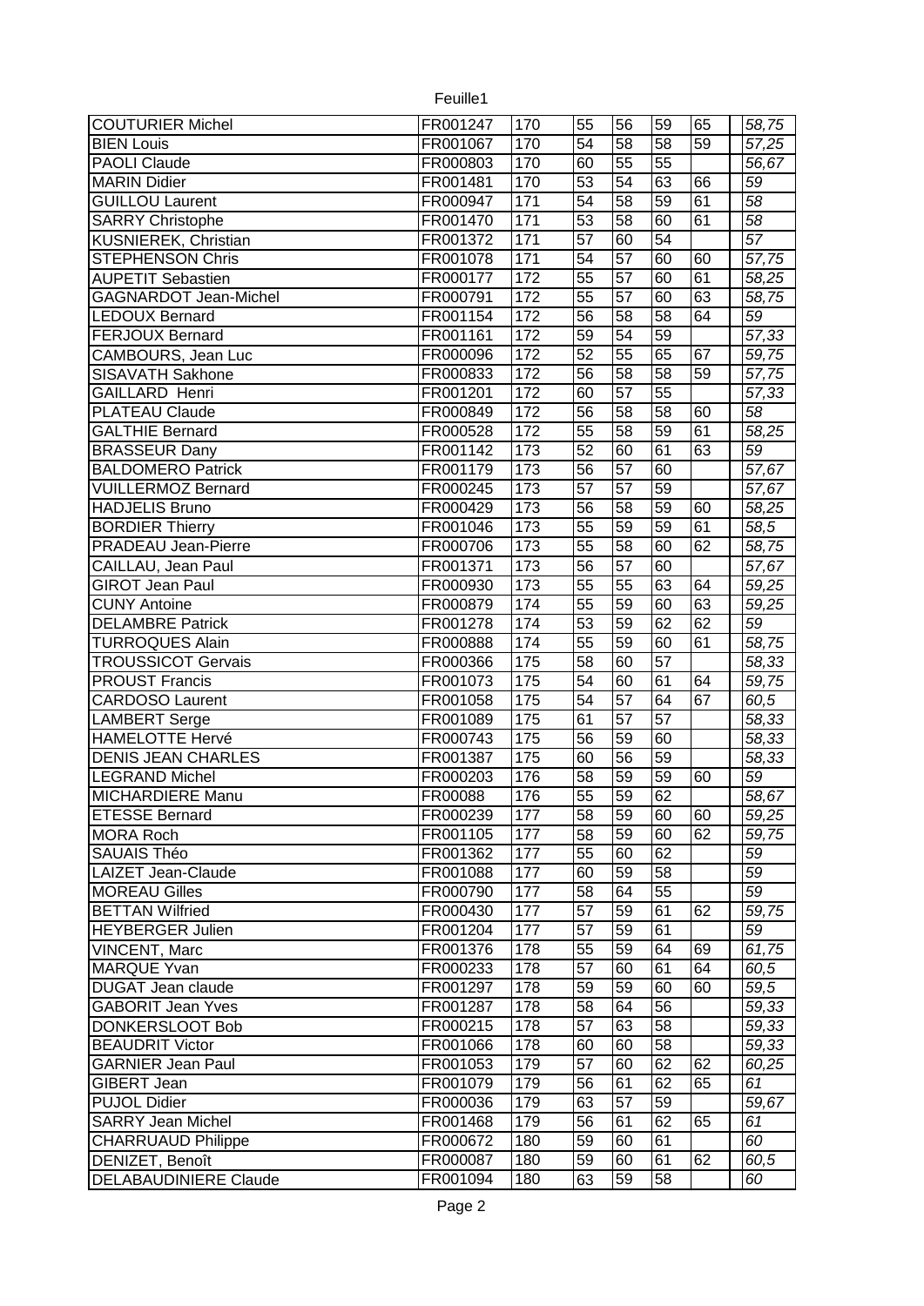| | | | | | | | | |
|---|---|---|---|---|---|---|---|---|
| COUTURIER Michel | FR001247 | 170 | 55 | 56 | 59 | 65 | | *58,75* |
| BIEN Louis | FR001067 | 170 | 54 | 58 | 58 | 59 | | *57,25* |
| PAOLI Claude | FR000803 | 170 | 60 | 55 | 55 | | | *56,67* |
| MARIN Didier | FR001481 | 170 | 53 | 54 | 63 | 66 | | *59* |
| GUILLOU Laurent | FR000947 | 171 | 54 | 58 | 59 | 61 | | *58* |
| SARRY Christophe | FR001470 | 171 | 53 | 58 | 60 | 61 | | *58* |
| KUSNIEREK, Christian | FR001372 | 171 | 57 | 60 | 54 | | | *57* |
| STEPHENSON Chris | FR001078 | 171 | 54 | 57 | 60 | 60 | | *57,75* |
| AUPETIT Sebastien | FR000177 | 172 | 55 | 57 | 60 | 61 | | *58,25* |
| GAGNARDOT Jean-Michel | FR000791 | 172 | 55 | 57 | 60 | 63 | | *58,75* |
| LEDOUX Bernard | FR001154 | 172 | 56 | 58 | 58 | 64 | | *59* |
| FERJOUX Bernard | FR001161 | 172 | 59 | 54 | 59 | | | *57,33* |
| CAMBOURS, Jean Luc | FR000096 | 172 | 52 | 55 | 65 | 67 | | *59,75* |
| SISAVATH Sakhone | FR000833 | 172 | 56 | 58 | 58 | 59 | | *57,75* |
| GAILLARD Henri | FR001201 | 172 | 60 | 57 | 55 | | | *57,33* |
| PLATEAU Claude | FR000849 | 172 | 56 | 58 | 58 | 60 | | *58* |
| GALTHIE Bernard | FR000528 | 172 | 55 | 58 | 59 | 61 | | *58,25* |
| BRASSEUR Dany | FR001142 | 173 | 52 | 60 | 61 | 63 | | *59* |
| BALDOMERO Patrick | FR001179 | 173 | 56 | 57 | 60 | | | *57,67* |
| VUILLERMOZ Bernard | FR000245 | 173 | 57 | 57 | 59 | | | *57,67* |
| HADJELIS Bruno | FR000429 | 173 | 56 | 58 | 59 | 60 | | *58,25* |
| BORDIER Thierry | FR001046 | 173 | 55 | 59 | 59 | 61 | | *58,5* |
| PRADEAU Jean-Pierre | FR000706 | 173 | 55 | 58 | 60 | 62 | | *58,75* |
| CAILLAU, Jean Paul | FR001371 | 173 | 56 | 57 | 60 | | | *57,67* |
| GIROT Jean Paul | FR000930 | 173 | 55 | 55 | 63 | 64 | | *59,25* |
| CUNY Antoine | FR000879 | 174 | 55 | 59 | 60 | 63 | | *59,25* |
| DELAMBRE Patrick | FR001278 | 174 | 53 | 59 | 62 | 62 | | *59* |
| TURROQUES Alain | FR000888 | 174 | 55 | 59 | 60 | 61 | | *58,75* |
| TROUSSICOT Gervais | FR000366 | 175 | 58 | 60 | 57 | | | *58,33* |
| PROUST Francis | FR001073 | 175 | 54 | 60 | 61 | 64 | | *59,75* |
| CARDOSO Laurent | FR001058 | 175 | 54 | 57 | 64 | 67 | | *60,5* |
| LAMBERT Serge | FR001089 | 175 | 61 | 57 | 57 | | | *58,33* |
| HAMELOTTE Hervé | FR000743 | 175 | 56 | 59 | 60 | | | *58,33* |
| DENIS JEAN CHARLES | FR001387 | 175 | 60 | 56 | 59 | | | *58,33* |
| LEGRAND Michel | FR000203 | 176 | 58 | 59 | 59 | 60 | | *59* |
| MICHARDIERE Manu | FR00088 | 176 | 55 | 59 | 62 | | | *58,67* |
| ETESSE Bernard | FR000239 | 177 | 58 | 59 | 60 | 60 | | *59,25* |
| MORA Roch | FR001105 | 177 | 58 | 59 | 60 | 62 | | *59,75* |
| SAUAIS Théo | FR001362 | 177 | 55 | 60 | 62 | | | *59* |
| LAIZET Jean-Claude | FR001088 | 177 | 60 | 59 | 58 | | | *59* |
| MOREAU Gilles | FR000790 | 177 | 58 | 64 | 55 | | | *59* |
| BETTAN Wilfried | FR000430 | 177 | 57 | 59 | 61 | 62 | | *59,75* |
| HEYBERGER Julien | FR001204 | 177 | 57 | 59 | 61 | | | *59* |
| VINCENT, Marc | FR001376 | 178 | 55 | 59 | 64 | 69 | | *61,75* |
| MARQUE Yvan | FR000233 | 178 | 57 | 60 | 61 | 64 | | *60,5* |
| DUGAT Jean claude | FR001297 | 178 | 59 | 59 | 60 | 60 | | *59,5* |
| GABORIT Jean Yves | FR001287 | 178 | 58 | 64 | 56 | | | *59,33* |
| DONKERSLOOT Bob | FR000215 | 178 | 57 | 63 | 58 | | | *59,33* |
| BEAUDRIT Victor | FR001066 | 178 | 60 | 60 | 58 | | | *59,33* |
| GARNIER Jean Paul | FR001053 | 179 | 57 | 60 | 62 | 62 | | *60,25* |
| GIBERT Jean | FR001079 | 179 | 56 | 61 | 62 | 65 | | *61* |
| PUJOL Didier | FR000036 | 179 | 63 | 57 | 59 | | | *59,67* |
| SARRY Jean Michel | FR001468 | 179 | 56 | 61 | 62 | 65 | | *61* |
| CHARRUAUD Philippe | FR000672 | 180 | 59 | 60 | 61 | | | *60* |
| DENIZET, Benoît | FR000087 | 180 | 59 | 60 | 61 | 62 | | *60,5* |
| DELABAUDINIERE Claude | FR001094 | 180 | 63 | 59 | 58 | | | *60* |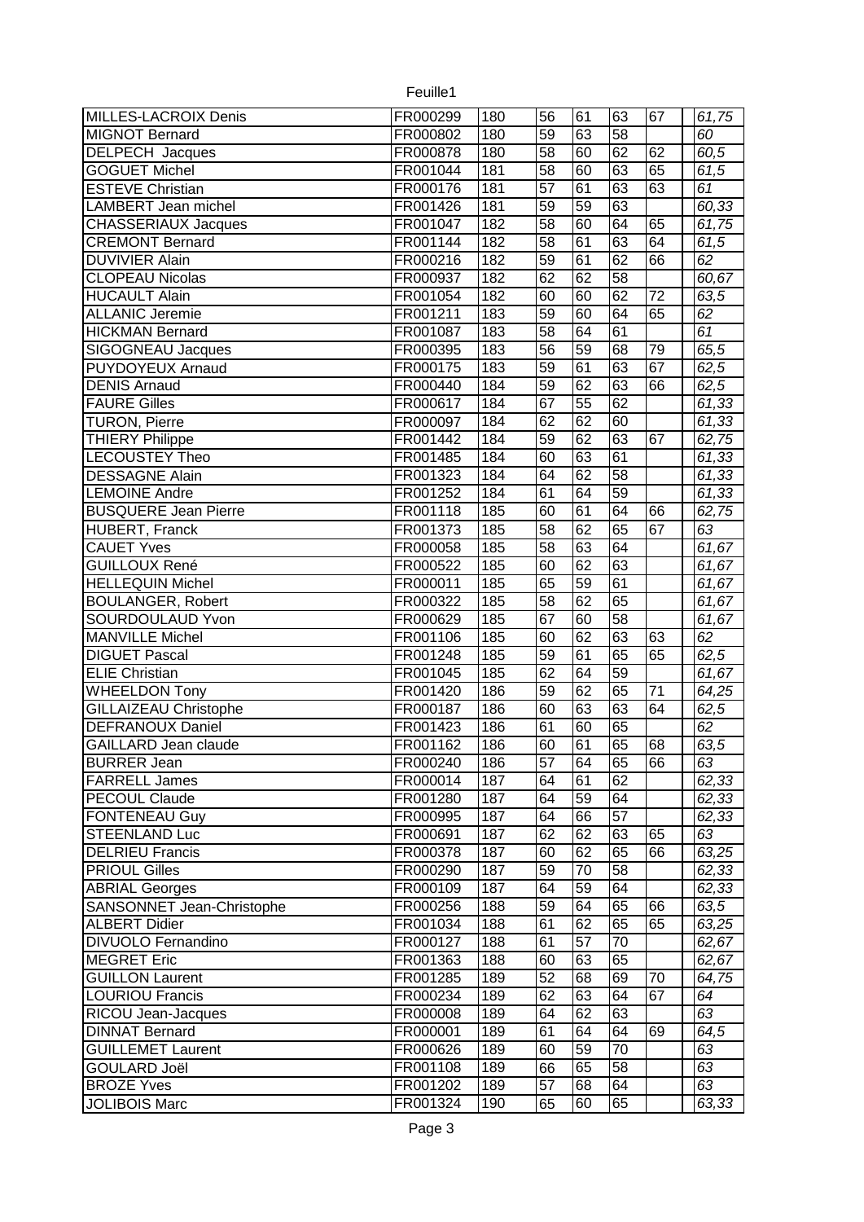| | | | | | | | | |
|---|---|---|---|---|---|---|---|---|
| MILLES-LACROIX Denis | FR000299 | 180 | 56 | 61 | 63 | 67 | | 61,75 |
| MIGNOT Bernard | FR000802 | 180 | 59 | 63 | 58 | | | 60 |
| DELPECH Jacques | FR000878 | 180 | 58 | 60 | 62 | 62 | | 60,5 |
| GOGUET Michel | FR001044 | 181 | 58 | 60 | 63 | 65 | | 61,5 |
| ESTEVE Christian | FR000176 | 181 | 57 | 61 | 63 | 63 | | 61 |
| LAMBERT Jean michel | FR001426 | 181 | 59 | 59 | 63 | | | 60,33 |
| CHASSERIAUX Jacques | FR001047 | 182 | 58 | 60 | 64 | 65 | | 61,75 |
| CREMONT Bernard | FR001144 | 182 | 58 | 61 | 63 | 64 | | 61,5 |
| DUVIVIER Alain | FR000216 | 182 | 59 | 61 | 62 | 66 | | 62 |
| CLOPEAU Nicolas | FR000937 | 182 | 62 | 62 | 58 | | | 60,67 |
| HUCAULT Alain | FR001054 | 182 | 60 | 60 | 62 | 72 | | 63,5 |
| ALLANIC Jeremie | FR001211 | 183 | 59 | 60 | 64 | 65 | | 62 |
| HICKMAN Bernard | FR001087 | 183 | 58 | 64 | 61 | | | 61 |
| SIGOGNEAU Jacques | FR000395 | 183 | 56 | 59 | 68 | 79 | | 65,5 |
| PUYDOYEUX Arnaud | FR000175 | 183 | 59 | 61 | 63 | 67 | | 62,5 |
| DENIS Arnaud | FR000440 | 184 | 59 | 62 | 63 | 66 | | 62,5 |
| FAURE Gilles | FR000617 | 184 | 67 | 55 | 62 | | | 61,33 |
| TURON, Pierre | FR000097 | 184 | 62 | 62 | 60 | | | 61,33 |
| THIERY Philippe | FR001442 | 184 | 59 | 62 | 63 | 67 | | 62,75 |
| LECOUSTEY Theo | FR001485 | 184 | 60 | 63 | 61 | | | 61,33 |
| DESSAGNE Alain | FR001323 | 184 | 64 | 62 | 58 | | | 61,33 |
| LEMOINE Andre | FR001252 | 184 | 61 | 64 | 59 | | | 61,33 |
| BUSQUERE Jean Pierre | FR001118 | 185 | 60 | 61 | 64 | 66 | | 62,75 |
| HUBERT, Franck | FR001373 | 185 | 58 | 62 | 65 | 67 | | 63 |
| CAUET Yves | FR000058 | 185 | 58 | 63 | 64 | | | 61,67 |
| GUILLOUX René | FR000522 | 185 | 60 | 62 | 63 | | | 61,67 |
| HELLEQUIN Michel | FR000011 | 185 | 65 | 59 | 61 | | | 61,67 |
| BOULANGER, Robert | FR000322 | 185 | 58 | 62 | 65 | | | 61,67 |
| SOURDOULAUD Yvon | FR000629 | 185 | 67 | 60 | 58 | | | 61,67 |
| MANVILLE Michel | FR001106 | 185 | 60 | 62 | 63 | 63 | | 62 |
| DIGUET Pascal | FR001248 | 185 | 59 | 61 | 65 | 65 | | 62,5 |
| ELIE Christian | FR001045 | 185 | 62 | 64 | 59 | | | 61,67 |
| WHEELDON Tony | FR001420 | 186 | 59 | 62 | 65 | 71 | | 64,25 |
| GILLAIZEAU Christophe | FR000187 | 186 | 60 | 63 | 63 | 64 | | 62,5 |
| DEFRANOUX Daniel | FR001423 | 186 | 61 | 60 | 65 | | | 62 |
| GAILLARD Jean claude | FR001162 | 186 | 60 | 61 | 65 | 68 | | 63,5 |
| BURRER Jean | FR000240 | 186 | 57 | 64 | 65 | 66 | | 63 |
| FARRELL James | FR000014 | 187 | 64 | 61 | 62 | | | 62,33 |
| PECOUL Claude | FR001280 | 187 | 64 | 59 | 64 | | | 62,33 |
| FONTENEAU Guy | FR000995 | 187 | 64 | 66 | 57 | | | 62,33 |
| STEENLAND Luc | FR000691 | 187 | 62 | 62 | 63 | 65 | | 63 |
| DELRIEU Francis | FR000378 | 187 | 60 | 62 | 65 | 66 | | 63,25 |
| PRIOUL Gilles | FR000290 | 187 | 59 | 70 | 58 | | | 62,33 |
| ABRIAL Georges | FR000109 | 187 | 64 | 59 | 64 | | | 62,33 |
| SANSONNET Jean-Christophe | FR000256 | 188 | 59 | 64 | 65 | 66 | | 63,5 |
| ALBERT Didier | FR001034 | 188 | 61 | 62 | 65 | 65 | | 63,25 |
| DIVUOLO Fernandino | FR000127 | 188 | 61 | 57 | 70 | | | 62,67 |
| MEGRET Eric | FR001363 | 188 | 60 | 63 | 65 | | | 62,67 |
| GUILLON Laurent | FR001285 | 189 | 52 | 68 | 69 | 70 | | 64,75 |
| LOURIOU Francis | FR000234 | 189 | 62 | 63 | 64 | 67 | | 64 |
| RICOU Jean-Jacques | FR000008 | 189 | 64 | 62 | 63 | | | 63 |
| DINNAT Bernard | FR000001 | 189 | 61 | 64 | 64 | 69 | | 64,5 |
| GUILLEMET Laurent | FR000626 | 189 | 60 | 59 | 70 | | | 63 |
| GOULARD Joël | FR001108 | 189 | 66 | 65 | 58 | | | 63 |
| BROZE Yves | FR001202 | 189 | 57 | 68 | 64 | | | 63 |
| JOLIBOIS Marc | FR001324 | 190 | 65 | 60 | 65 | | | 63,33 |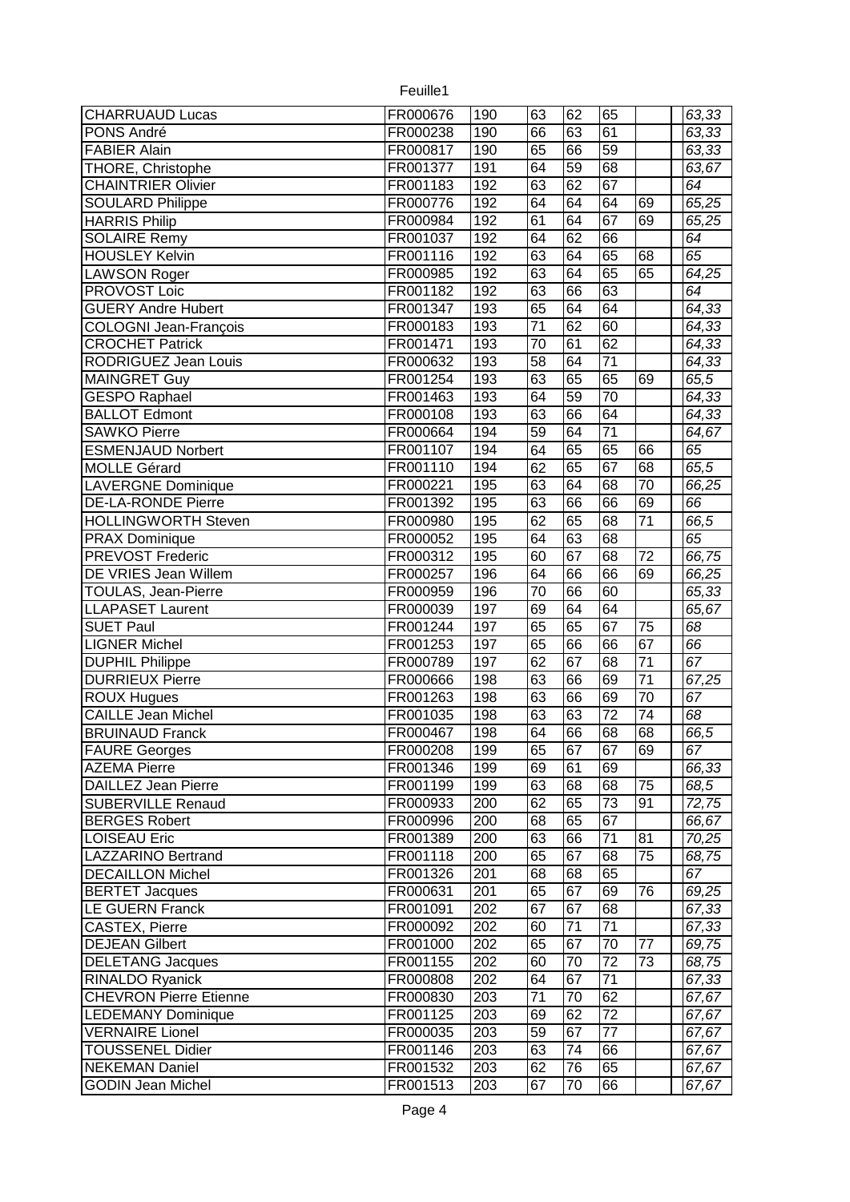| | | | | | | | | |
|---|---|---|---|---|---|---|---|---|
| CHARRUAUD Lucas | FR000676 | 190 | 63 | 62 | 65 | | | *63,33* |
| PONS André | FR000238 | 190 | 66 | 63 | 61 | | | *63,33* |
| FABIER Alain | FR000817 | 190 | 65 | 66 | 59 | | | *63,33* |
| THORE, Christophe | FR001377 | 191 | 64 | 59 | 68 | | | *63,67* |
| CHAINTRIER Olivier | FR001183 | 192 | 63 | 62 | 67 | | | *64* |
| SOULARD Philippe | FR000776 | 192 | 64 | 64 | 64 | 69 | | *65,25* |
| HARRIS Philip | FR000984 | 192 | 61 | 64 | 67 | 69 | | *65,25* |
| SOLAIRE Remy | FR001037 | 192 | 64 | 62 | 66 | | | *64* |
| HOUSLEY Kelvin | FR001116 | 192 | 63 | 64 | 65 | 68 | | *65* |
| LAWSON Roger | FR000985 | 192 | 63 | 64 | 65 | 65 | | *64,25* |
| PROVOST Loic | FR001182 | 192 | 63 | 66 | 63 | | | *64* |
| GUERY Andre Hubert | FR001347 | 193 | 65 | 64 | 64 | | | *64,33* |
| COLOGNI Jean-François | FR000183 | 193 | 71 | 62 | 60 | | | *64,33* |
| CROCHET Patrick | FR001471 | 193 | 70 | 61 | 62 | | | *64,33* |
| RODRIGUEZ Jean Louis | FR000632 | 193 | 58 | 64 | 71 | | | *64,33* |
| MAINGRET Guy | FR001254 | 193 | 63 | 65 | 65 | 69 | | *65,5* |
| GESPO Raphael | FR001463 | 193 | 64 | 59 | 70 | | | *64,33* |
| BALLOT Edmont | FR000108 | 193 | 63 | 66 | 64 | | | *64,33* |
| SAWKO Pierre | FR000664 | 194 | 59 | 64 | 71 | | | *64,67* |
| ESMENJAUD Norbert | FR001107 | 194 | 64 | 65 | 65 | 66 | | *65* |
| MOLLE Gérard | FR001110 | 194 | 62 | 65 | 67 | 68 | | *65,5* |
| LAVERGNE Dominique | FR000221 | 195 | 63 | 64 | 68 | 70 | | *66,25* |
| DE-LA-RONDE Pierre | FR001392 | 195 | 63 | 66 | 66 | 69 | | *66* |
| HOLLINGWORTH Steven | FR000980 | 195 | 62 | 65 | 68 | 71 | | *66,5* |
| PRAX Dominique | FR000052 | 195 | 64 | 63 | 68 | | | *65* |
| PREVOST Frederic | FR000312 | 195 | 60 | 67 | 68 | 72 | | *66,75* |
| DE VRIES Jean Willem | FR000257 | 196 | 64 | 66 | 66 | 69 | | *66,25* |
| TOULAS, Jean-Pierre | FR000959 | 196 | 70 | 66 | 60 | | | *65,33* |
| LLAPASET Laurent | FR000039 | 197 | 69 | 64 | 64 | | | *65,67* |
| SUET Paul | FR001244 | 197 | 65 | 65 | 67 | 75 | | *68* |
| LIGNER Michel | FR001253 | 197 | 65 | 66 | 66 | 67 | | *66* |
| DUPHIL Philippe | FR000789 | 197 | 62 | 67 | 68 | 71 | | *67* |
| DURRIEUX Pierre | FR000666 | 198 | 63 | 66 | 69 | 71 | | *67,25* |
| ROUX Hugues | FR001263 | 198 | 63 | 66 | 69 | 70 | | *67* |
| CAILLE Jean Michel | FR001035 | 198 | 63 | 63 | 72 | 74 | | *68* |
| BRUINAUD Franck | FR000467 | 198 | 64 | 66 | 68 | 68 | | *66,5* |
| FAURE Georges | FR000208 | 199 | 65 | 67 | 67 | 69 | | *67* |
| AZEMA Pierre | FR001346 | 199 | 69 | 61 | 69 | | | *66,33* |
| DAILLEZ Jean Pierre | FR001199 | 199 | 63 | 68 | 68 | 75 | | *68,5* |
| SUBERVILLE Renaud | FR000933 | 200 | 62 | 65 | 73 | 91 | | *72,75* |
| BERGES Robert | FR000996 | 200 | 68 | 65 | 67 | | | *66,67* |
| LOISEAU Eric | FR001389 | 200 | 63 | 66 | 71 | 81 | | *70,25* |
| LAZZARINO Bertrand | FR001118 | 200 | 65 | 67 | 68 | 75 | | *68,75* |
| DECAILLON Michel | FR001326 | 201 | 68 | 68 | 65 | | | *67* |
| BERTET Jacques | FR000631 | 201 | 65 | 67 | 69 | 76 | | *69,25* |
| LE GUERN Franck | FR001091 | 202 | 67 | 67 | 68 | | | *67,33* |
| CASTEX, Pierre | FR000092 | 202 | 60 | 71 | 71 | | | *67,33* |
| DEJEAN Gilbert | FR001000 | 202 | 65 | 67 | 70 | 77 | | *69,75* |
| DELETANG Jacques | FR001155 | 202 | 60 | 70 | 72 | 73 | | *68,75* |
| RINALDO Ryanick | FR000808 | 202 | 64 | 67 | 71 | | | *67,33* |
| CHEVRON Pierre Etienne | FR000830 | 203 | 71 | 70 | 62 | | | *67,67* |
| LEDEMANY Dominique | FR001125 | 203 | 69 | 62 | 72 | | | *67,67* |
| VERNAIRE Lionel | FR000035 | 203 | 59 | 67 | 77 | | | *67,67* |
| TOUSSENEL Didier | FR001146 | 203 | 63 | 74 | 66 | | | *67,67* |
| NEKEMAN Daniel | FR001532 | 203 | 62 | 76 | 65 | | | *67,67* |
| GODIN Jean Michel | FR001513 | 203 | 67 | 70 | 66 | | | *67,67* |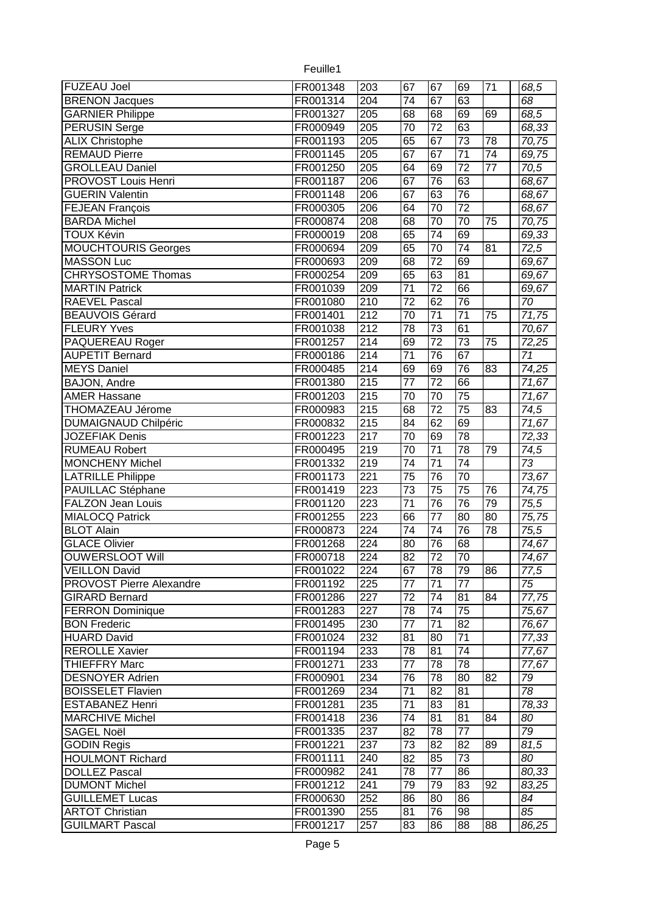| | | | | | | | | |
|---|---|---|---|---|---|---|---|---|
| FUZEAU Joel | FR001348 | 203 | 67 | 67 | 69 | 71 | | *68,5* |
| BRENON Jacques | FR001314 | 204 | 74 | 67 | 63 | | | *68* |
| GARNIER Philippe | FR001327 | 205 | 68 | 68 | 69 | 69 | | *68,5* |
| PERUSIN Serge | FR000949 | 205 | 70 | 72 | 63 | | | *68,33* |
| ALIX Christophe | FR001193 | 205 | 65 | 67 | 73 | 78 | | *70,75* |
| REMAUD Pierre | FR001145 | 205 | 67 | 67 | 71 | 74 | | *69,75* |
| GROLLEAU Daniel | FR001250 | 205 | 64 | 69 | 72 | 77 | | *70,5* |
| PROVOST Louis Henri | FR001187 | 206 | 67 | 76 | 63 | | | *68,67* |
| GUERIN Valentin | FR001148 | 206 | 67 | 63 | 76 | | | *68,67* |
| FEJEAN François | FR000305 | 206 | 64 | 70 | 72 | | | *68,67* |
| BARDA Michel | FR000874 | 208 | 68 | 70 | 70 | 75 | | *70,75* |
| TOUX Kévin | FR000019 | 208 | 65 | 74 | 69 | | | *69,33* |
| MOUCHTOURIS Georges | FR000694 | 209 | 65 | 70 | 74 | 81 | | *72,5* |
| MASSON Luc | FR000693 | 209 | 68 | 72 | 69 | | | *69,67* |
| CHRYSOSTOME Thomas | FR000254 | 209 | 65 | 63 | 81 | | | *69,67* |
| MARTIN Patrick | FR001039 | 209 | 71 | 72 | 66 | | | *69,67* |
| RAEVEL Pascal | FR001080 | 210 | 72 | 62 | 76 | | | *70* |
| BEAUVOIS Gérard | FR001401 | 212 | 70 | 71 | 71 | 75 | | *71,75* |
| FLEURY Yves | FR001038 | 212 | 78 | 73 | 61 | | | *70,67* |
| PAQUEREAU Roger | FR001257 | 214 | 69 | 72 | 73 | 75 | | *72,25* |
| AUPETIT Bernard | FR000186 | 214 | 71 | 76 | 67 | | | *71* |
| MEYS Daniel | FR000485 | 214 | 69 | 69 | 76 | 83 | | *74,25* |
| BAJON, Andre | FR001380 | 215 | 77 | 72 | 66 | | | *71,67* |
| AMER Hassane | FR001203 | 215 | 70 | 70 | 75 | | | *71,67* |
| THOMAZEAU Jérome | FR000983 | 215 | 68 | 72 | 75 | 83 | | *74,5* |
| DUMAIGNAUD Chilpéric | FR000832 | 215 | 84 | 62 | 69 | | | *71,67* |
| JOZEFIAK Denis | FR001223 | 217 | 70 | 69 | 78 | | | *72,33* |
| RUMEAU Robert | FR000495 | 219 | 70 | 71 | 78 | 79 | | *74,5* |
| MONCHENY Michel | FR001332 | 219 | 74 | 71 | 74 | | | *73* |
| LATRILLE Philippe | FR001173 | 221 | 75 | 76 | 70 | | | *73,67* |
| PAUILLAC Stéphane | FR001419 | 223 | 73 | 75 | 75 | 76 | | *74,75* |
| FALZON Jean Louis | FR001120 | 223 | 71 | 76 | 76 | 79 | | *75,5* |
| MIALOCQ Patrick | FR001255 | 223 | 66 | 77 | 80 | 80 | | *75,75* |
| BLOT Alain | FR000873 | 224 | 74 | 74 | 76 | 78 | | *75,5* |
| GLACE Olivier | FR001268 | 224 | 80 | 76 | 68 | | | *74,67* |
| OUWERSLOOT Will | FR000718 | 224 | 82 | 72 | 70 | | | *74,67* |
| VEILLON David | FR001022 | 224 | 67 | 78 | 79 | 86 | | *77,5* |
| PROVOST Pierre Alexandre | FR001192 | 225 | 77 | 71 | 77 | | | *75* |
| GIRARD Bernard | FR001286 | 227 | 72 | 74 | 81 | 84 | | *77,75* |
| FERRON Dominique | FR001283 | 227 | 78 | 74 | 75 | | | *75,67* |
| BON Frederic | FR001495 | 230 | 77 | 71 | 82 | | | *76,67* |
| HUARD David | FR001024 | 232 | 81 | 80 | 71 | | | *77,33* |
| REROLLE Xavier | FR001194 | 233 | 78 | 81 | 74 | | | *77,67* |
| THIEFFRY Marc | FR001271 | 233 | 77 | 78 | 78 | | | *77,67* |
| DESNOYER Adrien | FR000901 | 234 | 76 | 78 | 80 | 82 | | *79* |
| BOISSELET Flavien | FR001269 | 234 | 71 | 82 | 81 | | | *78* |
| ESTABANEZ Henri | FR001281 | 235 | 71 | 83 | 81 | | | *78,33* |
| MARCHIVE Michel | FR001418 | 236 | 74 | 81 | 81 | 84 | | *80* |
| SAGEL Noël | FR001335 | 237 | 82 | 78 | 77 | | | *79* |
| GODIN Regis | FR001221 | 237 | 73 | 82 | 82 | 89 | | *81,5* |
| HOULMONT Richard | FR001111 | 240 | 82 | 85 | 73 | | | *80* |
| DOLLEZ Pascal | FR000982 | 241 | 78 | 77 | 86 | | | *80,33* |
| DUMONT Michel | FR001212 | 241 | 79 | 79 | 83 | 92 | | *83,25* |
| GUILLEMET Lucas | FR000630 | 252 | 86 | 80 | 86 | | | *84* |
| ARTOT Christian | FR001390 | 255 | 81 | 76 | 98 | | | *85* |
| GUILMART Pascal | FR001217 | 257 | 83 | 86 | 88 | 88 | | *86,25* |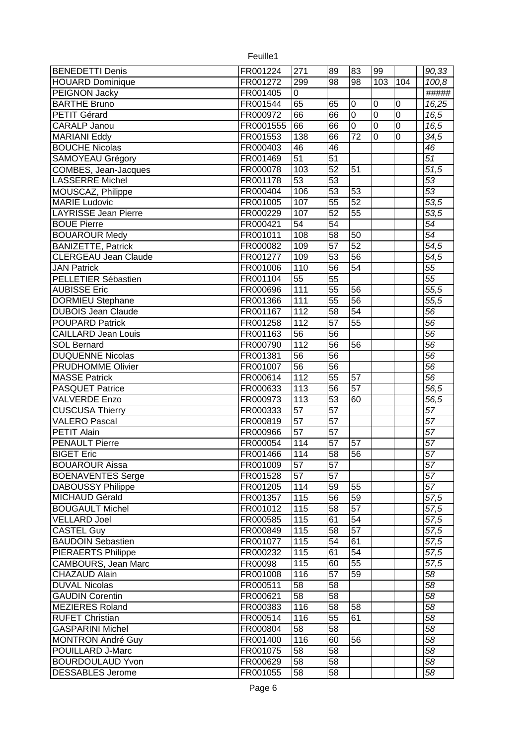| | | | | | | | | |
|---|---|---|---|---|---|---|---|---|
| BENEDETTI Denis | FR001224 | 271 | 89 | 83 | 99 | | | 90,33 |
| HOUARD Dominique | FR001272 | 299 | 98 | 98 | 103 | 104 | | 100,8 |
| PEIGNON Jacky | FR001405 | 0 | | | | | | ##### |
| BARTHE Bruno | FR001544 | 65 | 65 | 0 | 0 | 0 | | 16,25 |
| PETIT Gérard | FR000972 | 66 | 66 | 0 | 0 | 0 | | 16,5 |
| CARALP Janou | FR0001555 | 66 | 66 | 0 | 0 | 0 | | 16,5 |
| MARIANI Eddy | FR001553 | 138 | 66 | 72 | 0 | 0 | | 34,5 |
| BOUCHE Nicolas | FR000403 | 46 | 46 | | | | | 46 |
| SAMOYEAU Grégory | FR001469 | 51 | 51 | | | | | 51 |
| COMBES, Jean-Jacques | FR000078 | 103 | 52 | 51 | | | | 51,5 |
| LASSERRE Michel | FR001178 | 53 | 53 | | | | | 53 |
| MOUSCAZ, Philippe | FR000404 | 106 | 53 | 53 | | | | 53 |
| MARIE Ludovic | FR001005 | 107 | 55 | 52 | | | | 53,5 |
| LAYRISSE Jean Pierre | FR000229 | 107 | 52 | 55 | | | | 53,5 |
| BOUE Pierre | FR000421 | 54 | 54 | | | | | 54 |
| BOUAROUR Medy | FR001011 | 108 | 58 | 50 | | | | 54 |
| BANIZETTE, Patrick | FR000082 | 109 | 57 | 52 | | | | 54,5 |
| CLERGEAU Jean Claude | FR001277 | 109 | 53 | 56 | | | | 54,5 |
| JAN Patrick | FR001006 | 110 | 56 | 54 | | | | 55 |
| PELLETIER Sébastien | FR001104 | 55 | 55 | | | | | 55 |
| AUBISSE Eric | FR000696 | 111 | 55 | 56 | | | | 55,5 |
| DORMIEU Stephane | FR001366 | 111 | 55 | 56 | | | | 55,5 |
| DUBOIS Jean Claude | FR001167 | 112 | 58 | 54 | | | | 56 |
| POUPARD Patrick | FR001258 | 112 | 57 | 55 | | | | 56 |
| CAILLARD Jean Louis | FR001163 | 56 | 56 | | | | | 56 |
| SOL Bernard | FR000790 | 112 | 56 | 56 | | | | 56 |
| DUQUENNE Nicolas | FR001381 | 56 | 56 | | | | | 56 |
| PRUDHOMME Olivier | FR001007 | 56 | 56 | | | | | 56 |
| MASSE Patrick | FR000614 | 112 | 55 | 57 | | | | 56 |
| PASQUET Patrice | FR000633 | 113 | 56 | 57 | | | | 56,5 |
| VALVERDE Enzo | FR000973 | 113 | 53 | 60 | | | | 56,5 |
| CUSCUSA Thierry | FR000333 | 57 | 57 | | | | | 57 |
| VALERO Pascal | FR000819 | 57 | 57 | | | | | 57 |
| PETIT Alain | FR000966 | 57 | 57 | | | | | 57 |
| PENAULT Pierre | FR000054 | 114 | 57 | 57 | | | | 57 |
| BIGET Eric | FR001466 | 114 | 58 | 56 | | | | 57 |
| BOUAROUR Aissa | FR001009 | 57 | 57 | | | | | 57 |
| BOENAVENTES Serge | FR001528 | 57 | 57 | | | | | 57 |
| DABOUSSY Philippe | FR001205 | 114 | 59 | 55 | | | | 57 |
| MICHAUD Gérald | FR001357 | 115 | 56 | 59 | | | | 57,5 |
| BOUGAULT Michel | FR001012 | 115 | 58 | 57 | | | | 57,5 |
| VELLARD Joel | FR000585 | 115 | 61 | 54 | | | | 57,5 |
| CASTEL Guy | FR000849 | 115 | 58 | 57 | | | | 57,5 |
| BAUDOIN Sebastien | FR001077 | 115 | 54 | 61 | | | | 57,5 |
| PIERAERTS Philippe | FR000232 | 115 | 61 | 54 | | | | 57,5 |
| CAMBOURS, Jean Marc | FR00098 | 115 | 60 | 55 | | | | 57,5 |
| CHAZAUD Alain | FR001008 | 116 | 57 | 59 | | | | 58 |
| DUVAL Nicolas | FR000511 | 58 | 58 | | | | | 58 |
| GAUDIN Corentin | FR000621 | 58 | 58 | | | | | 58 |
| MEZIERES Roland | FR000383 | 116 | 58 | 58 | | | | 58 |
| RUFET Christian | FR000514 | 116 | 55 | 61 | | | | 58 |
| GASPARINI Michel | FR000804 | 58 | 58 | | | | | 58 |
| MONTRON André Guy | FR001400 | 116 | 60 | 56 | | | | 58 |
| POUILLARD J-Marc | FR001075 | 58 | 58 | | | | | 58 |
| BOURDOULAUD Yvon | FR000629 | 58 | 58 | | | | | 58 |
| DESSABLES Jerome | FR001055 | 58 | 58 | | | | | 58 |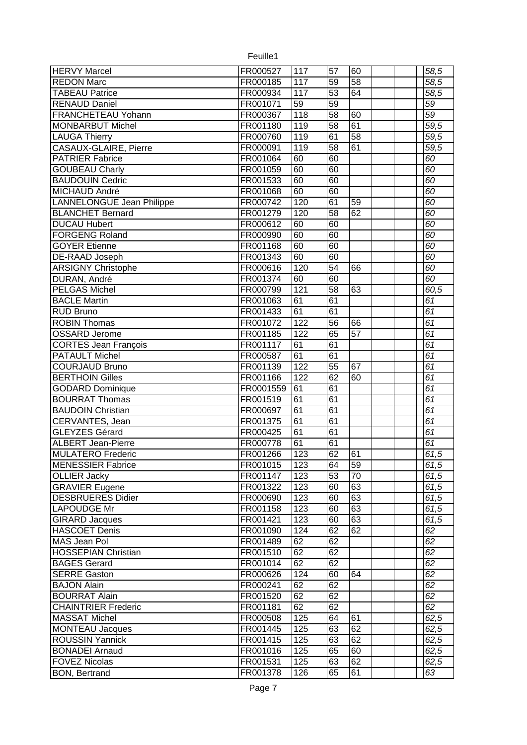| | | | | | | | |
|---|---|---|---|---|---|---|---|
| HERVY Marcel | FR000527 | 117 | 57 | 60 | | | *58,5* |
| REDON Marc | FR000185 | 117 | 59 | 58 | | | *58,5* |
| TABEAU Patrice | FR000934 | 117 | 53 | 64 | | | *58,5* |
| RENAUD Daniel | FR001071 | 59 | 59 | | | | *59* |
| FRANCHETEAU Yohann | FR000367 | 118 | 58 | 60 | | | *59* |
| MONBARBUT Michel | FR001180 | 119 | 58 | 61 | | | *59,5* |
| LAUGA Thierry | FR000760 | 119 | 61 | 58 | | | *59,5* |
| CASAUX-GLAIRE, Pierre | FR000091 | 119 | 58 | 61 | | | *59,5* |
| PATRIER Fabrice | FR001064 | 60 | 60 | | | | *60* |
| GOUBEAU Charly | FR001059 | 60 | 60 | | | | *60* |
| BAUDOUIN Cedric | FR001533 | 60 | 60 | | | | *60* |
| MICHAUD André | FR001068 | 60 | 60 | | | | *60* |
| LANNELONGUE Jean Philippe | FR000742 | 120 | 61 | 59 | | | *60* |
| BLANCHET Bernard | FR001279 | 120 | 58 | 62 | | | *60* |
| DUCAU Hubert | FR000612 | 60 | 60 | | | | *60* |
| FORGENG Roland | FR000990 | 60 | 60 | | | | *60* |
| GOYER Etienne | FR001168 | 60 | 60 | | | | *60* |
| DE-RAAD Joseph | FR001343 | 60 | 60 | | | | *60* |
| ARSIGNY Christophe | FR000616 | 120 | 54 | 66 | | | *60* |
| DURAN, André | FR001374 | 60 | 60 | | | | *60* |
| PELGAS Michel | FR000799 | 121 | 58 | 63 | | | *60,5* |
| BACLE Martin | FR001063 | 61 | 61 | | | | *61* |
| RUD Bruno | FR001433 | 61 | 61 | | | | *61* |
| ROBIN Thomas | FR001072 | 122 | 56 | 66 | | | *61* |
| OSSARD Jerome | FR001185 | 122 | 65 | 57 | | | *61* |
| CORTES Jean François | FR001117 | 61 | 61 | | | | *61* |
| PATAULT Michel | FR000587 | 61 | 61 | | | | *61* |
| COURJAUD Bruno | FR001139 | 122 | 55 | 67 | | | *61* |
| BERTHOIN Gilles | FR001166 | 122 | 62 | 60 | | | *61* |
| GODARD Dominique | FR0001559 | 61 | 61 | | | | *61* |
| BOURRAT Thomas | FR001519 | 61 | 61 | | | | *61* |
| BAUDOIN Christian | FR000697 | 61 | 61 | | | | *61* |
| CERVANTES, Jean | FR001375 | 61 | 61 | | | | *61* |
| GLEYZES Gérard | FR000425 | 61 | 61 | | | | *61* |
| ALBERT Jean-Pierre | FR000778 | 61 | 61 | | | | *61* |
| MULATERO Frederic | FR001266 | 123 | 62 | 61 | | | *61,5* |
| MENESSIER Fabrice | FR001015 | 123 | 64 | 59 | | | *61,5* |
| OLLIER Jacky | FR001147 | 123 | 53 | 70 | | | *61,5* |
| GRAVIER Eugene | FR001322 | 123 | 60 | 63 | | | *61,5* |
| DESBRUERES Didier | FR000690 | 123 | 60 | 63 | | | *61,5* |
| LAPOUDGE Mr | FR001158 | 123 | 60 | 63 | | | *61,5* |
| GIRARD Jacques | FR001421 | 123 | 60 | 63 | | | *61,5* |
| HASCOET Denis | FR001090 | 124 | 62 | 62 | | | *62* |
| MAS Jean Pol | FR001489 | 62 | 62 | | | | *62* |
| HOSSEPIAN Christian | FR001510 | 62 | 62 | | | | *62* |
| BAGES Gerard | FR001014 | 62 | 62 | | | | *62* |
| SERRE Gaston | FR000626 | 124 | 60 | 64 | | | *62* |
| BAJON Alain | FR000241 | 62 | 62 | | | | *62* |
| BOURRAT Alain | FR001520 | 62 | 62 | | | | *62* |
| CHAINTRIER Frederic | FR001181 | 62 | 62 | | | | *62* |
| MASSAT Michel | FR000508 | 125 | 64 | 61 | | | *62,5* |
| MONTEAU Jacques | FR001445 | 125 | 63 | 62 | | | *62,5* |
| ROUSSIN Yannick | FR001415 | 125 | 63 | 62 | | | *62,5* |
| BONADEI Arnaud | FR001016 | 125 | 65 | 60 | | | *62,5* |
| FOVEZ Nicolas | FR001531 | 125 | 63 | 62 | | | *62,5* |
| BON, Bertrand | FR001378 | 126 | 65 | 61 | | | *63* |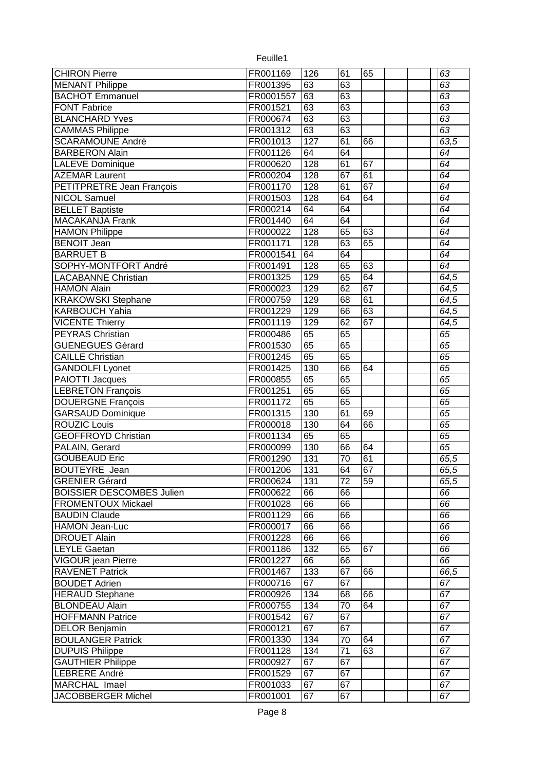| | | | | | | | |
|---|---|---|---|---|---|---|---|
| CHIRON Pierre | FR001169 | 126 | 61 | 65 | | | *63* |
| MENANT Philippe | FR001395 | 63 | 63 | | | | *63* |
| BACHOT Emmanuel | FR0001557 | 63 | 63 | | | | *63* |
| FONT Fabrice | FR001521 | 63 | 63 | | | | *63* |
| BLANCHARD Yves | FR000674 | 63 | 63 | | | | *63* |
| CAMMAS Philippe | FR001312 | 63 | 63 | | | | *63* |
| SCARAMOUNE André | FR001013 | 127 | 61 | 66 | | | *63,5* |
| BARBERON Alain | FR001126 | 64 | 64 | | | | *64* |
| LALEVE Dominique | FR000620 | 128 | 61 | 67 | | | *64* |
| AZEMAR Laurent | FR000204 | 128 | 67 | 61 | | | *64* |
| PETITPRETRE Jean François | FR001170 | 128 | 61 | 67 | | | *64* |
| NICOL Samuel | FR001503 | 128 | 64 | 64 | | | *64* |
| BELLET Baptiste | FR000214 | 64 | 64 | | | | *64* |
| MACAKANJA Frank | FR001440 | 64 | 64 | | | | *64* |
| HAMON Philippe | FR000022 | 128 | 65 | 63 | | | *64* |
| BENOIT Jean | FR001171 | 128 | 63 | 65 | | | *64* |
| BARRUET B | FR0001541 | 64 | 64 | | | | *64* |
| SOPHY-MONTFORT André | FR001491 | 128 | 65 | 63 | | | *64* |
| LACABANNE Christian | FR001325 | 129 | 65 | 64 | | | *64,5* |
| HAMON Alain | FR000023 | 129 | 62 | 67 | | | *64,5* |
| KRAKOWSKI Stephane | FR000759 | 129 | 68 | 61 | | | *64,5* |
| KARBOUCH Yahia | FR001229 | 129 | 66 | 63 | | | *64,5* |
| VICENTE Thierry | FR001119 | 129 | 62 | 67 | | | *64,5* |
| PEYRAS Christian | FR000486 | 65 | 65 | | | | *65* |
| GUENEGUES Gérard | FR001530 | 65 | 65 | | | | *65* |
| CAILLE Christian | FR001245 | 65 | 65 | | | | *65* |
| GANDOLFI Lyonet | FR001425 | 130 | 66 | 64 | | | *65* |
| PAIOTTI Jacques | FR000855 | 65 | 65 | | | | *65* |
| LEBRETON François | FR001251 | 65 | 65 | | | | *65* |
| DOUERGNE François | FR001172 | 65 | 65 | | | | *65* |
| GARSAUD Dominique | FR001315 | 130 | 61 | 69 | | | *65* |
| ROUZIC Louis | FR000018 | 130 | 64 | 66 | | | *65* |
| GEOFFROYD Christian | FR001134 | 65 | 65 | | | | *65* |
| PALAIN, Gerard | FR000099 | 130 | 66 | 64 | | | *65* |
| GOUBEAUD Eric | FR001290 | 131 | 70 | 61 | | | *65,5* |
| BOUTEYRE Jean | FR001206 | 131 | 64 | 67 | | | *65,5* |
| GRENIER Gérard | FR000624 | 131 | 72 | 59 | | | *65,5* |
| BOISSIER DESCOMBES Julien | FR000622 | 66 | 66 | | | | *66* |
| FROMENTOUX Mickael | FR001028 | 66 | 66 | | | | *66* |
| BAUDIN Claude | FR001129 | 66 | 66 | | | | *66* |
| HAMON Jean-Luc | FR000017 | 66 | 66 | | | | *66* |
| DROUET Alain | FR001228 | 66 | 66 | | | | *66* |
| LEYLE Gaetan | FR001186 | 132 | 65 | 67 | | | *66* |
| VIGOUR jean Pierre | FR001227 | 66 | 66 | | | | *66* |
| RAVENET Patrick | FR001467 | 133 | 67 | 66 | | | *66,5* |
| BOUDET Adrien | FR000716 | 67 | 67 | | | | *67* |
| HERAUD Stephane | FR000926 | 134 | 68 | 66 | | | *67* |
| BLONDEAU Alain | FR000755 | 134 | 70 | 64 | | | *67* |
| HOFFMANN Patrice | FR001542 | 67 | 67 | | | | *67* |
| DELOR Benjamin | FR000121 | 67 | 67 | | | | *67* |
| BOULANGER Patrick | FR001330 | 134 | 70 | 64 | | | *67* |
| DUPUIS Philippe | FR001128 | 134 | 71 | 63 | | | *67* |
| GAUTHIER Philippe | FR000927 | 67 | 67 | | | | *67* |
| LEBRERE André | FR001529 | 67 | 67 | | | | *67* |
| MARCHAL Imael | FR001033 | 67 | 67 | | | | *67* |
| JACOBBERGER Michel | FR001001 | 67 | 67 | | | | *67* |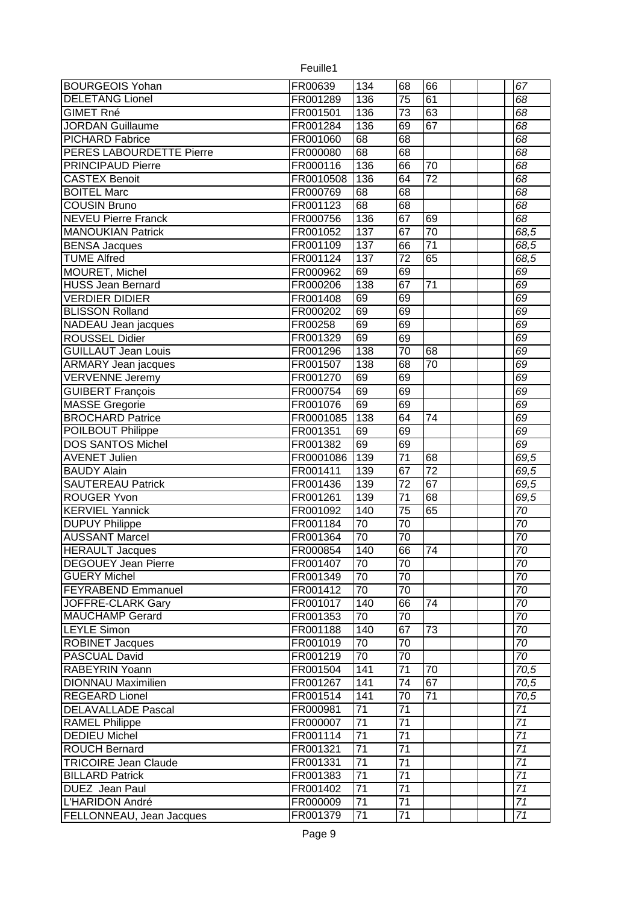| | | | | | | | |
|---|---|---|---|---|---|---|---|
| BOURGEOIS Yohan | FR00639 | 134 | 68 | 66 | | | 67 |
| DELETANG Lionel | FR001289 | 136 | 75 | 61 | | | 68 |
| GIMET Rné | FR001501 | 136 | 73 | 63 | | | 68 |
| JORDAN Guillaume | FR001284 | 136 | 69 | 67 | | | 68 |
| PICHARD Fabrice | FR001060 | 68 | 68 | | | | 68 |
| PERES LABOURDETTE Pierre | FR000080 | 68 | 68 | | | | 68 |
| PRINCIPAUD Pierre | FR000116 | 136 | 66 | 70 | | | 68 |
| CASTEX Benoit | FR0010508 | 136 | 64 | 72 | | | 68 |
| BOITEL Marc | FR000769 | 68 | 68 | | | | 68 |
| COUSIN Bruno | FR001123 | 68 | 68 | | | | 68 |
| NEVEU Pierre Franck | FR000756 | 136 | 67 | 69 | | | 68 |
| MANOUKIAN Patrick | FR001052 | 137 | 67 | 70 | | | 68,5 |
| BENSA Jacques | FR001109 | 137 | 66 | 71 | | | 68,5 |
| TUME Alfred | FR001124 | 137 | 72 | 65 | | | 68,5 |
| MOURET, Michel | FR000962 | 69 | 69 | | | | 69 |
| HUSS Jean Bernard | FR000206 | 138 | 67 | 71 | | | 69 |
| VERDIER DIDIER | FR001408 | 69 | 69 | | | | 69 |
| BLISSON Rolland | FR000202 | 69 | 69 | | | | 69 |
| NADEAU Jean jacques | FR00258 | 69 | 69 | | | | 69 |
| ROUSSEL Didier | FR001329 | 69 | 69 | | | | 69 |
| GUILLAUT Jean Louis | FR001296 | 138 | 70 | 68 | | | 69 |
| ARMARY Jean jacques | FR001507 | 138 | 68 | 70 | | | 69 |
| VERVENNE Jeremy | FR001270 | 69 | 69 | | | | 69 |
| GUIBERT François | FR000754 | 69 | 69 | | | | 69 |
| MASSE Gregorie | FR001076 | 69 | 69 | | | | 69 |
| BROCHARD Patrice | FR0001085 | 138 | 64 | 74 | | | 69 |
| POILBOUT Philippe | FR001351 | 69 | 69 | | | | 69 |
| DOS SANTOS Michel | FR001382 | 69 | 69 | | | | 69 |
| AVENET Julien | FR0001086 | 139 | 71 | 68 | | | 69,5 |
| BAUDY Alain | FR001411 | 139 | 67 | 72 | | | 69,5 |
| SAUTEREAU Patrick | FR001436 | 139 | 72 | 67 | | | 69,5 |
| ROUGER Yvon | FR001261 | 139 | 71 | 68 | | | 69,5 |
| KERVIEL Yannick | FR001092 | 140 | 75 | 65 | | | 70 |
| DUPUY Philippe | FR001184 | 70 | 70 | | | | 70 |
| AUSSANT Marcel | FR001364 | 70 | 70 | | | | 70 |
| HERAULT Jacques | FR000854 | 140 | 66 | 74 | | | 70 |
| DEGOUEY Jean Pierre | FR001407 | 70 | 70 | | | | 70 |
| GUERY Michel | FR001349 | 70 | 70 | | | | 70 |
| FEYRABEND Emmanuel | FR001412 | 70 | 70 | | | | 70 |
| JOFFRE-CLARK Gary | FR001017 | 140 | 66 | 74 | | | 70 |
| MAUCHAMP Gerard | FR001353 | 70 | 70 | | | | 70 |
| LEYLE Simon | FR001188 | 140 | 67 | 73 | | | 70 |
| ROBINET Jacques | FR001019 | 70 | 70 | | | | 70 |
| PASCUAL David | FR001219 | 70 | 70 | | | | 70 |
| RABEYRIN Yoann | FR001504 | 141 | 71 | 70 | | | 70,5 |
| DIONNAU Maximilien | FR001267 | 141 | 74 | 67 | | | 70,5 |
| REGEARD Lionel | FR001514 | 141 | 70 | 71 | | | 70,5 |
| DELAVALLADE Pascal | FR000981 | 71 | 71 | | | | 71 |
| RAMEL Philippe | FR000007 | 71 | 71 | | | | 71 |
| DEDIEU Michel | FR001114 | 71 | 71 | | | | 71 |
| ROUCH Bernard | FR001321 | 71 | 71 | | | | 71 |
| TRICOIRE Jean Claude | FR001331 | 71 | 71 | | | | 71 |
| BILLARD Patrick | FR001383 | 71 | 71 | | | | 71 |
| DUEZ Jean Paul | FR001402 | 71 | 71 | | | | 71 |
| L'HARIDON André | FR000009 | 71 | 71 | | | | 71 |
| FELLONNEAU, Jean Jacques | FR001379 | 71 | 71 | | | | 71 |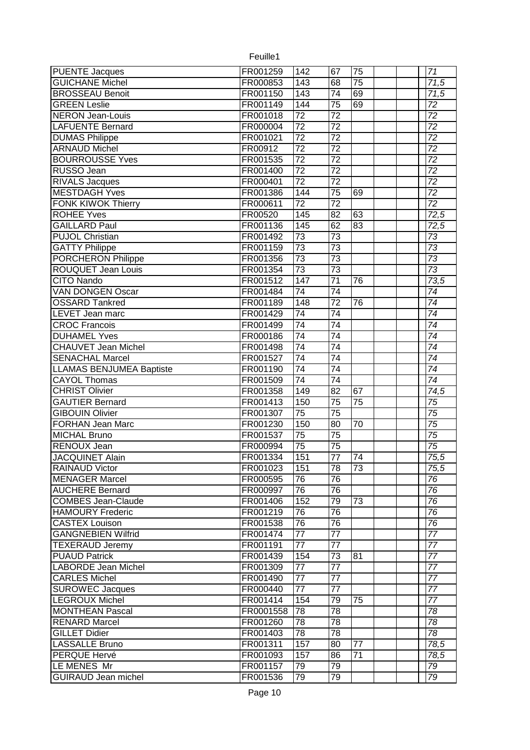| | | | | | | | |
|---|---|---|---|---|---|---|---|
| PUENTE Jacques | FR001259 | 142 | 67 | 75 | | | 71 |
| GUICHANE Michel | FR000853 | 143 | 68 | 75 | | | 71,5 |
| BROSSEAU Benoit | FR001150 | 143 | 74 | 69 | | | 71,5 |
| GREEN Leslie | FR001149 | 144 | 75 | 69 | | | 72 |
| NERON Jean-Louis | FR001018 | 72 | 72 | | | | 72 |
| LAFUENTE Bernard | FR000004 | 72 | 72 | | | | 72 |
| DUMAS Philippe | FR001021 | 72 | 72 | | | | 72 |
| ARNAUD Michel | FR00912 | 72 | 72 | | | | 72 |
| BOURROUSSE Yves | FR001535 | 72 | 72 | | | | 72 |
| RUSSO Jean | FR001400 | 72 | 72 | | | | 72 |
| RIVALS Jacques | FR000401 | 72 | 72 | | | | 72 |
| MESTDAGH Yves | FR001386 | 144 | 75 | 69 | | | 72 |
| FONK KIWOK Thierry | FR000611 | 72 | 72 | | | | 72 |
| ROHEE Yves | FR00520 | 145 | 82 | 63 | | | 72,5 |
| GAILLARD Paul | FR001136 | 145 | 62 | 83 | | | 72,5 |
| PUJOL Christian | FR001492 | 73 | 73 | | | | 73 |
| GATTY Philippe | FR001159 | 73 | 73 | | | | 73 |
| PORCHERON Philippe | FR001356 | 73 | 73 | | | | 73 |
| ROUQUET Jean Louis | FR001354 | 73 | 73 | | | | 73 |
| CITO Nando | FR001512 | 147 | 71 | 76 | | | 73,5 |
| VAN DONGEN Oscar | FR001484 | 74 | 74 | | | | 74 |
| OSSARD Tankred | FR001189 | 148 | 72 | 76 | | | 74 |
| LEVET Jean marc | FR001429 | 74 | 74 | | | | 74 |
| CROC Francois | FR001499 | 74 | 74 | | | | 74 |
| DUHAMEL Yves | FR000186 | 74 | 74 | | | | 74 |
| CHAUVET Jean Michel | FR001498 | 74 | 74 | | | | 74 |
| SENACHAL Marcel | FR001527 | 74 | 74 | | | | 74 |
| LLAMAS BENJUMEA Baptiste | FR001190 | 74 | 74 | | | | 74 |
| CAYOL Thomas | FR001509 | 74 | 74 | | | | 74 |
| CHRIST Olivier | FR001358 | 149 | 82 | 67 | | | 74,5 |
| GAUTIER Bernard | FR001413 | 150 | 75 | 75 | | | 75 |
| GIBOUIN Olivier | FR001307 | 75 | 75 | | | | 75 |
| FORHAN Jean Marc | FR001230 | 150 | 80 | 70 | | | 75 |
| MICHAL Bruno | FR001537 | 75 | 75 | | | | 75 |
| RENOUX Jean | FR000994 | 75 | 75 | | | | 75 |
| JACQUINET Alain | FR001334 | 151 | 77 | 74 | | | 75,5 |
| RAINAUD Victor | FR001023 | 151 | 78 | 73 | | | 75,5 |
| MENAGER Marcel | FR000595 | 76 | 76 | | | | 76 |
| AUCHERE Bernard | FR000997 | 76 | 76 | | | | 76 |
| COMBES Jean-Claude | FR001406 | 152 | 79 | 73 | | | 76 |
| HAMOURY Frederic | FR001219 | 76 | 76 | | | | 76 |
| CASTEX Louison | FR001538 | 76 | 76 | | | | 76 |
| GANGNEBIEN Wilfrid | FR001474 | 77 | 77 | | | | 77 |
| TEXERAUD Jeremy | FR001191 | 77 | 77 | | | | 77 |
| PUAUD Patrick | FR001439 | 154 | 73 | 81 | | | 77 |
| LABORDE Jean Michel | FR001309 | 77 | 77 | | | | 77 |
| CARLES Michel | FR001490 | 77 | 77 | | | | 77 |
| SUROWEC Jacques | FR000440 | 77 | 77 | | | | 77 |
| LEGROUX Michel | FR001414 | 154 | 79 | 75 | | | 77 |
| MONTHEAN Pascal | FR0001558 | 78 | 78 | | | | 78 |
| RENARD Marcel | FR001260 | 78 | 78 | | | | 78 |
| GILLET Didier | FR001403 | 78 | 78 | | | | 78 |
| LASSALLE Bruno | FR001311 | 157 | 80 | 77 | | | 78,5 |
| PERQUE Hervé | FR001093 | 157 | 86 | 71 | | | 78,5 |
| LE MENES Mr | FR001157 | 79 | 79 | | | | 79 |
| GUIRAUD Jean michel | FR001536 | 79 | 79 | | | | 79 |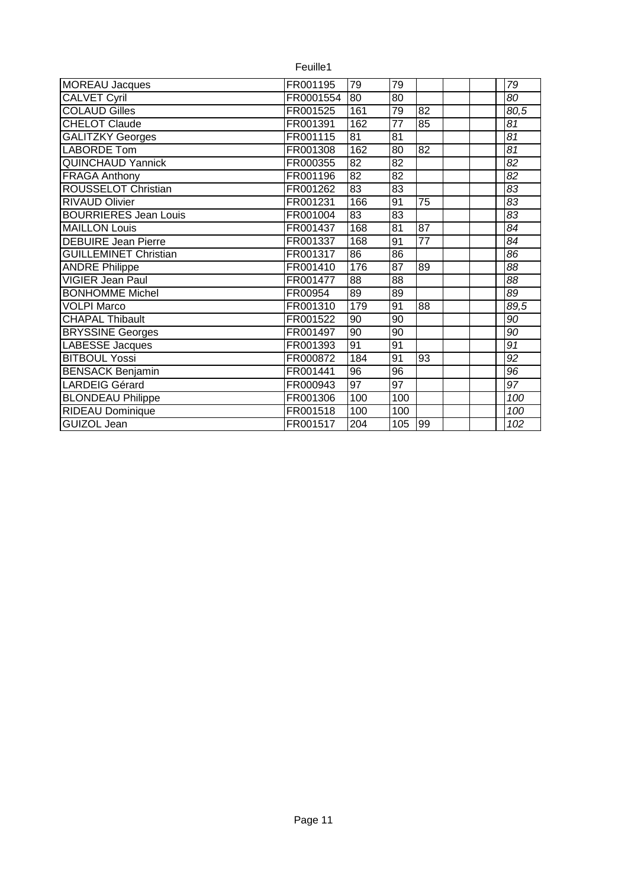Feuille1

| | | | | | | | | |
|---|---|---|---|---|---|---|---|---|
| MOREAU Jacques | FR001195 | 79 | 79 | | | | | *79* |
| CALVET Cyril | FR0001554 | 80 | 80 | | | | | *80* |
| COLAUD Gilles | FR001525 | 161 | 79 | 82 | | | | *80,5* |
| CHELOT Claude | FR001391 | 162 | 77 | 85 | | | | *81* |
| GALITZKY Georges | FR001115 | 81 | 81 | | | | | *81* |
| LABORDE Tom | FR001308 | 162 | 80 | 82 | | | | *81* |
| QUINCHAUD Yannick | FR000355 | 82 | 82 | | | | | *82* |
| FRAGA Anthony | FR001196 | 82 | 82 | | | | | *82* |
| ROUSSELOT Christian | FR001262 | 83 | 83 | | | | | *83* |
| RIVAUD Olivier | FR001231 | 166 | 91 | 75 | | | | *83* |
| BOURRIERES Jean Louis | FR001004 | 83 | 83 | | | | | *83* |
| MAILLON Louis | FR001437 | 168 | 81 | 87 | | | | *84* |
| DEBUIRE Jean Pierre | FR001337 | 168 | 91 | 77 | | | | *84* |
| GUILLEMINET Christian | FR001317 | 86 | 86 | | | | | *86* |
| ANDRE Philippe | FR001410 | 176 | 87 | 89 | | | | *88* |
| VIGIER Jean Paul | FR001477 | 88 | 88 | | | | | *88* |
| BONHOMME Michel | FR00954 | 89 | 89 | | | | | *89* |
| VOLPI Marco | FR001310 | 179 | 91 | 88 | | | | *89,5* |
| CHAPAL Thibault | FR001522 | 90 | 90 | | | | | *90* |
| BRYSSINE Georges | FR001497 | 90 | 90 | | | | | *90* |
| LABESSE Jacques | FR001393 | 91 | 91 | | | | | *91* |
| BITBOUL Yossi | FR000872 | 184 | 91 | 93 | | | | *92* |
| BENSACK Benjamin | FR001441 | 96 | 96 | | | | | *96* |
| LARDEIG Gérard | FR000943 | 97 | 97 | | | | | *97* |
| BLONDEAU Philippe | FR001306 | 100 | 100 | | | | | *100* |
| RIDEAU Dominique | FR001518 | 100 | 100 | | | | | *100* |
| GUIZOL Jean | FR001517 | 204 | 105 | 99 | | | | *102* |